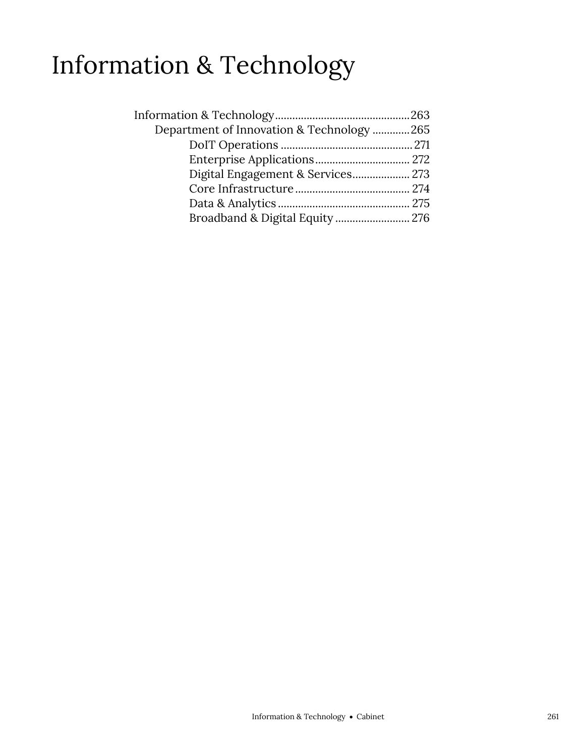# Information & Technology

Information & Technology....................................................263
  Department of Innovation & Technology .............265
    DoIT Operations ..............................................271
    Enterprise Applications.................................272
    Digital Engagement & Services....................273
    Core Infrastructure........................................274
    Data & Analytics..............................................275
    Broadband & Digital Equity..........................276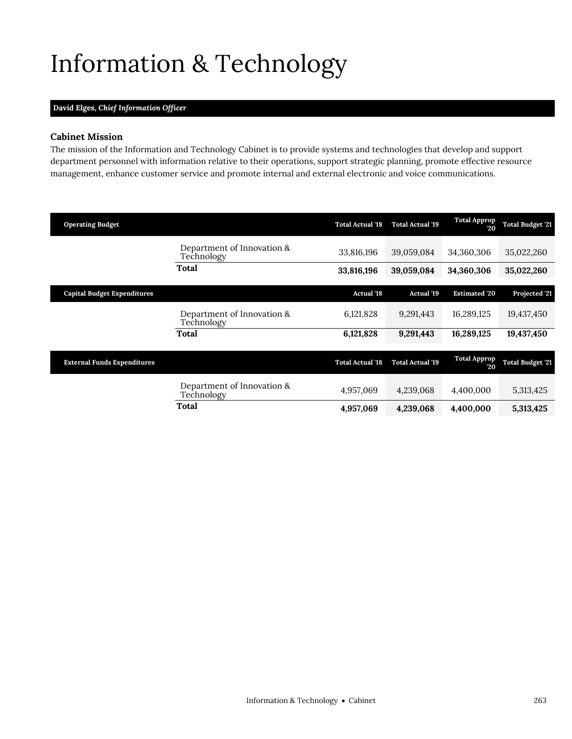# Information & Technology

**David Elges,** ***Chief Information Officer***

### Cabinet Mission

The mission of the Information and Technology Cabinet is to provide systems and technologies that develop and support department personnel with information relative to their operations, support strategic planning, promote effective resource management, enhance customer service and promote internal and external electronic and voice communications.

| Operating Budget | | Total Actual '18 | Total Actual '19 | Total Approp '20 | Total Budget '21 |
|---|---|---|---|---|---|
| | Department of Innovation & Technology | 33,816,196 | 39,059,084 | 34,360,306 | 35,022,260 |
| | **Total** | **33,816,196** | **39,059,084** | **34,360,306** | **35,022,260** |

| Capital Budget Expenditures | | Actual '18 | Actual '19 | Estimated '20 | Projected '21 |
|---|---|---|---|---|---|
| | Department of Innovation & Technology | 6,121,828 | 9,291,443 | 16,289,125 | 19,437,450 |
| | **Total** | **6,121,828** | **9,291,443** | **16,289,125** | **19,437,450** |

| External Funds Expenditures | | Total Actual '18 | Total Actual '19 | Total Approp '20 | Total Budget '21 |
|---|---|---|---|---|---|
| | Department of Innovation & Technology | 4,957,069 | 4,239,068 | 4,400,000 | 5,313,425 |
| | **Total** | **4,957,069** | **4,239,068** | **4,400,000** | **5,313,425** |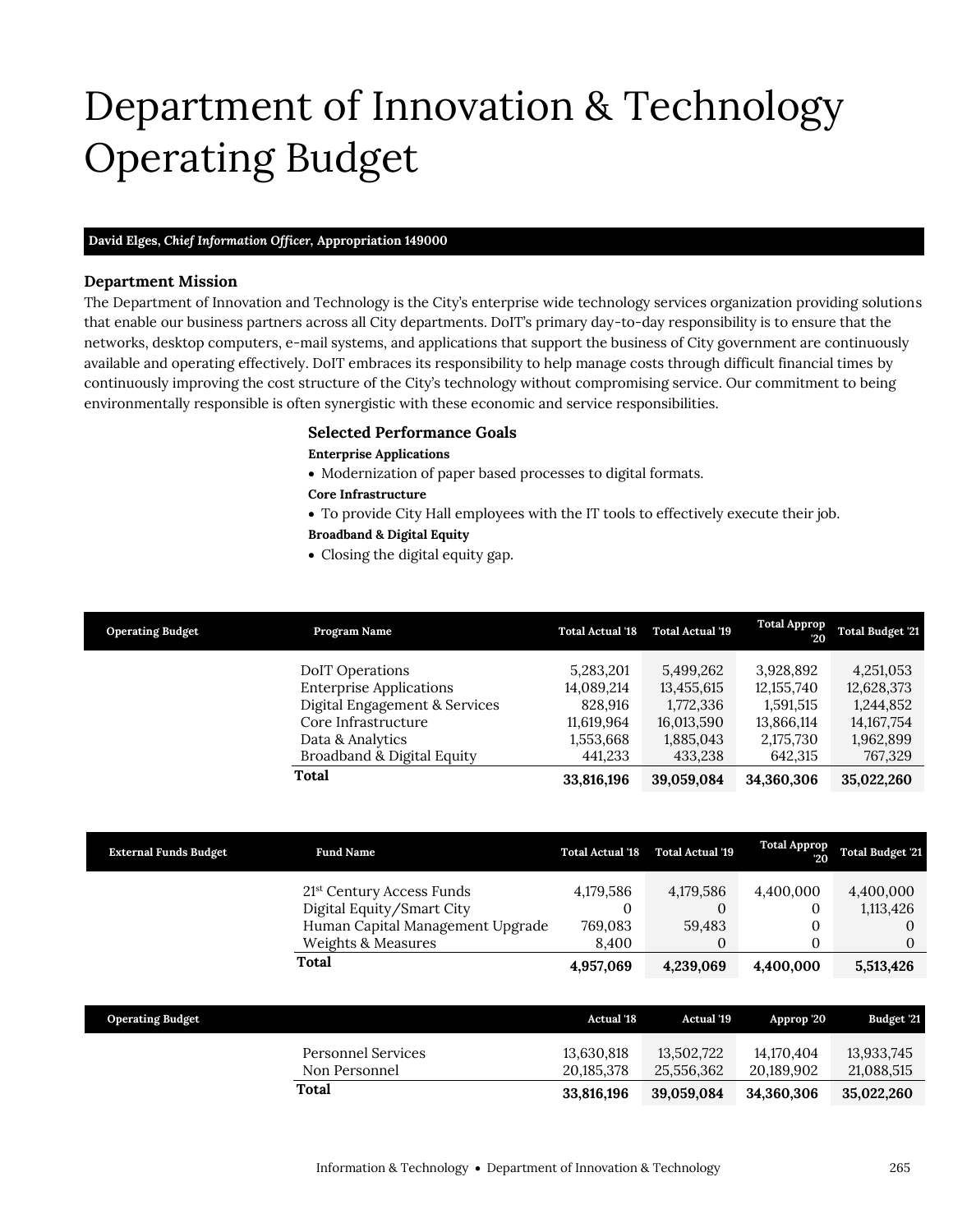# Department of Innovation & Technology Operating Budget

**David Elges, *Chief Information Officer*, Appropriation 149000**

### Department Mission

The Department of Innovation and Technology is the City's enterprise wide technology services organization providing solutions that enable our business partners across all City departments. DoIT's primary day-to-day responsibility is to ensure that the networks, desktop computers, e-mail systems, and applications that support the business of City government are continuously available and operating effectively. DoIT embraces its responsibility to help manage costs through difficult financial times by continuously improving the cost structure of the City's technology without compromising service. Our commitment to being environmentally responsible is often synergistic with these economic and service responsibilities.

### Selected Performance Goals

**Enterprise Applications**

- Modernization of paper based processes to digital formats.

**Core Infrastructure**

- To provide City Hall employees with the IT tools to effectively execute their job.

**Broadband & Digital Equity**

- Closing the digital equity gap.

| Operating Budget | Program Name | Total Actual '18 | Total Actual '19 | Total Approp '20 | Total Budget '21 |
|---|---|---|---|---|---|
| | DoIT Operations | 5,283,201 | 5,499,262 | 3,928,892 | 4,251,053 |
| | Enterprise Applications | 14,089,214 | 13,455,615 | 12,155,740 | 12,628,373 |
| | Digital Engagement & Services | 828,916 | 1,772,336 | 1,591,515 | 1,244,852 |
| | Core Infrastructure | 11,619,964 | 16,013,590 | 13,866,114 | 14,167,754 |
| | Data & Analytics | 1,553,668 | 1,885,043 | 2,175,730 | 1,962,899 |
| | Broadband & Digital Equity | 441,233 | 433,238 | 642,315 | 767,329 |
| | **Total** | **33,816,196** | **39,059,084** | **34,360,306** | **35,022,260** |

| External Funds Budget | Fund Name | Total Actual '18 | Total Actual '19 | Total Approp '20 | Total Budget '21 |
|---|---|---|---|---|---|
| | 21st Century Access Funds | 4,179,586 | 4,179,586 | 4,400,000 | 4,400,000 |
| | Digital Equity/Smart City | 0 | 0 | 0 | 1,113,426 |
| | Human Capital Management Upgrade | 769,083 | 59,483 | 0 | 0 |
| | Weights & Measures | 8,400 | 0 | 0 | 0 |
| | **Total** | **4,957,069** | **4,239,069** | **4,400,000** | **5,513,426** |

| Operating Budget | | Actual '18 | Actual '19 | Approp '20 | Budget '21 |
|---|---|---|---|---|---|
| | Personnel Services | 13,630,818 | 13,502,722 | 14,170,404 | 13,933,745 |
| | Non Personnel | 20,185,378 | 25,556,362 | 20,189,902 | 21,088,515 |
| | **Total** | **33,816,196** | **39,059,084** | **34,360,306** | **35,022,260** |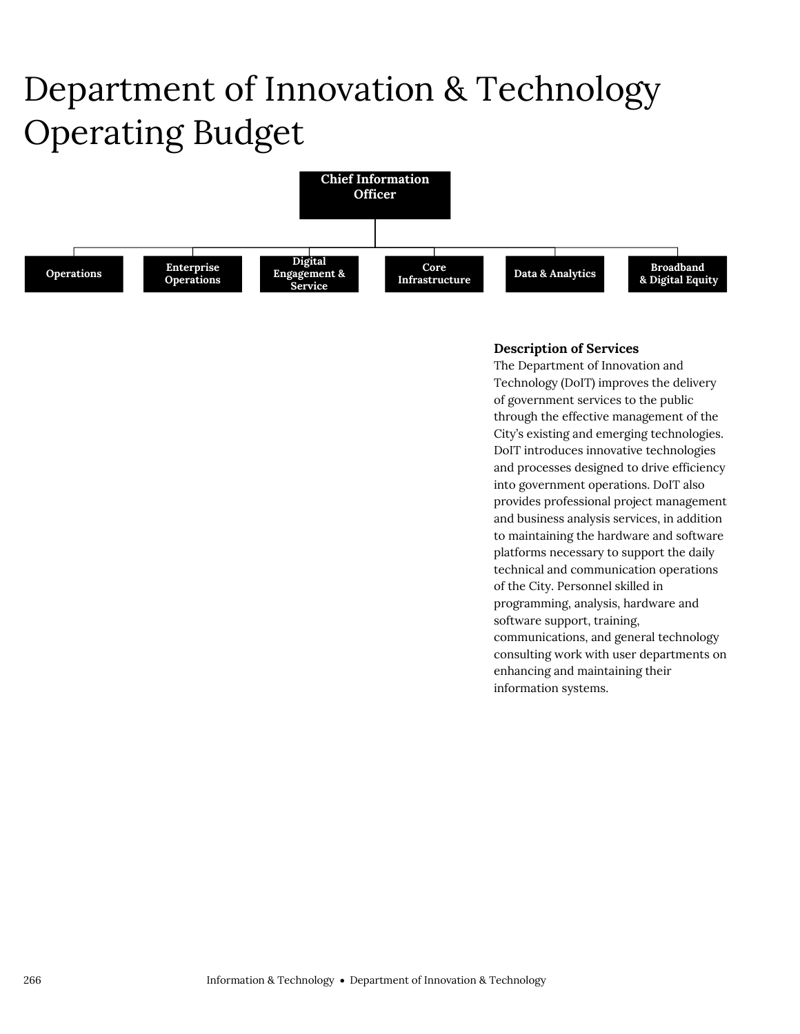# Department of Innovation & Technology Operating Budget

Chief Information Officer

- Operations
- Enterprise Operations
- Digital Engagement & Service
- Core Infrastructure
- Data & Analytics
- Broadband & Digital Equity

### Description of Services

The Department of Innovation and Technology (DoIT) improves the delivery of government services to the public through the effective management of the City's existing and emerging technologies. DoIT introduces innovative technologies and processes designed to drive efficiency into government operations. DoIT also provides professional project management and business analysis services, in addition to maintaining the hardware and software platforms necessary to support the daily technical and communication operations of the City. Personnel skilled in programming, analysis, hardware and software support, training, communications, and general technology consulting work with user departments on enhancing and maintaining their information systems.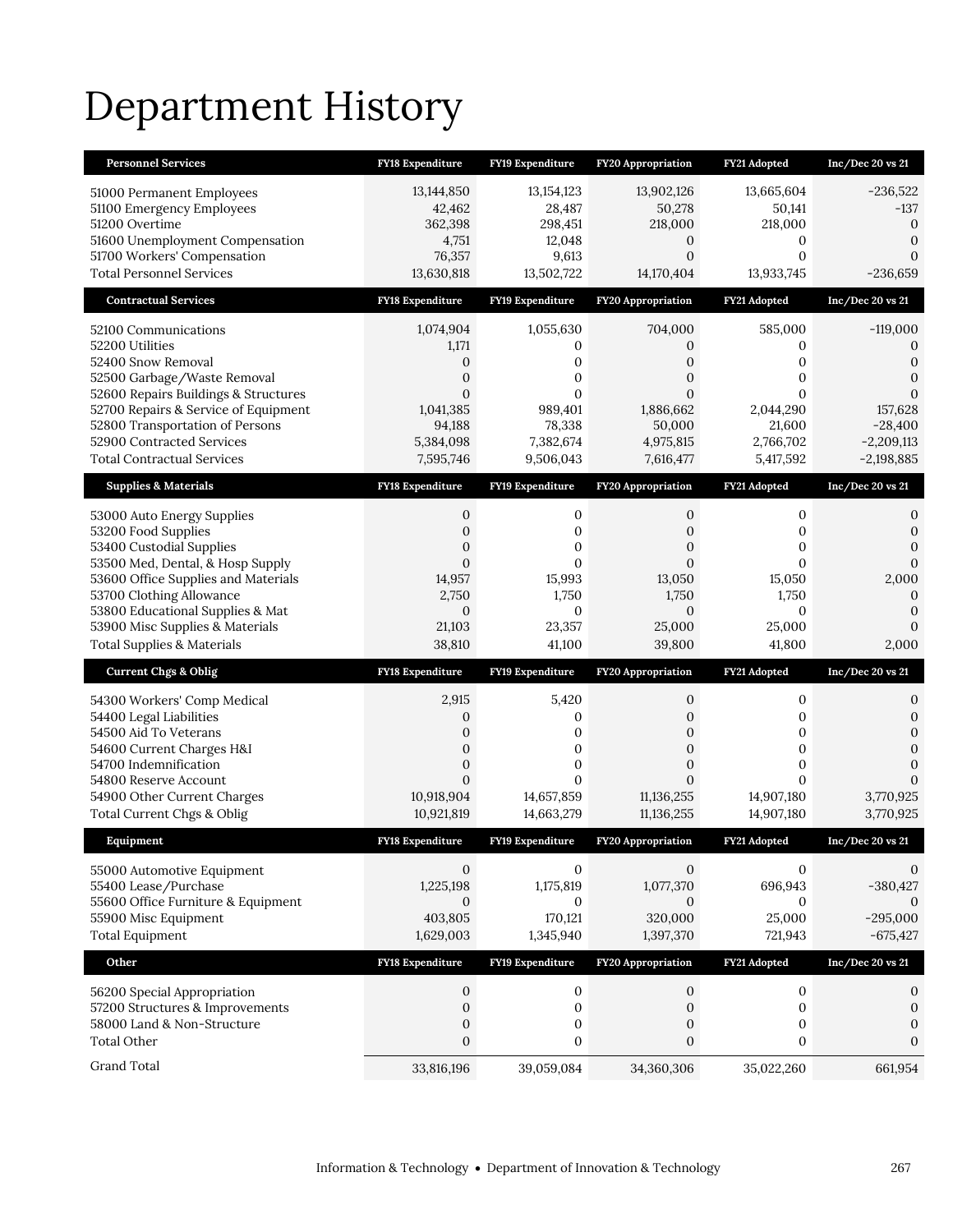# Department History

| Personnel Services | FY18 Expenditure | FY19 Expenditure | FY20 Appropriation | FY21 Adopted | Inc/Dec 20 vs 21 |
|---|---|---|---|---|---|
| 51000 Permanent Employees | 13,144,850 | 13,154,123 | 13,902,126 | 13,665,604 | -236,522 |
| 51100 Emergency Employees | 42,462 | 28,487 | 50,278 | 50,141 | -137 |
| 51200 Overtime | 362,398 | 298,451 | 218,000 | 218,000 | 0 |
| 51600 Unemployment Compensation | 4,751 | 12,048 | 0 | 0 | 0 |
| 51700 Workers' Compensation | 76,357 | 9,613 | 0 | 0 | 0 |
| Total Personnel Services | 13,630,818 | 13,502,722 | 14,170,404 | 13,933,745 | -236,659 |

| Contractual Services | FY18 Expenditure | FY19 Expenditure | FY20 Appropriation | FY21 Adopted | Inc/Dec 20 vs 21 |
|---|---|---|---|---|---|
| 52100 Communications | 1,074,904 | 1,055,630 | 704,000 | 585,000 | -119,000 |
| 52200 Utilities | 1,171 | 0 | 0 | 0 | 0 |
| 52400 Snow Removal | 0 | 0 | 0 | 0 | 0 |
| 52500 Garbage/Waste Removal | 0 | 0 | 0 | 0 | 0 |
| 52600 Repairs Buildings & Structures | 0 | 0 | 0 | 0 | 0 |
| 52700 Repairs & Service of Equipment | 1,041,385 | 989,401 | 1,886,662 | 2,044,290 | 157,628 |
| 52800 Transportation of Persons | 94,188 | 78,338 | 50,000 | 21,600 | -28,400 |
| 52900 Contracted Services | 5,384,098 | 7,382,674 | 4,975,815 | 2,766,702 | -2,209,113 |
| Total Contractual Services | 7,595,746 | 9,506,043 | 7,616,477 | 5,417,592 | -2,198,885 |

| Supplies & Materials | FY18 Expenditure | FY19 Expenditure | FY20 Appropriation | FY21 Adopted | Inc/Dec 20 vs 21 |
|---|---|---|---|---|---|
| 53000 Auto Energy Supplies | 0 | 0 | 0 | 0 | 0 |
| 53200 Food Supplies | 0 | 0 | 0 | 0 | 0 |
| 53400 Custodial Supplies | 0 | 0 | 0 | 0 | 0 |
| 53500 Med, Dental, & Hosp Supply | 0 | 0 | 0 | 0 | 0 |
| 53600 Office Supplies and Materials | 14,957 | 15,993 | 13,050 | 15,050 | 2,000 |
| 53700 Clothing Allowance | 2,750 | 1,750 | 1,750 | 1,750 | 0 |
| 53800 Educational Supplies & Mat | 0 | 0 | 0 | 0 | 0 |
| 53900 Misc Supplies & Materials | 21,103 | 23,357 | 25,000 | 25,000 | 0 |
| Total Supplies & Materials | 38,810 | 41,100 | 39,800 | 41,800 | 2,000 |

| Current Chgs & Oblig | FY18 Expenditure | FY19 Expenditure | FY20 Appropriation | FY21 Adopted | Inc/Dec 20 vs 21 |
|---|---|---|---|---|---|
| 54300 Workers' Comp Medical | 2,915 | 5,420 | 0 | 0 | 0 |
| 54400 Legal Liabilities | 0 | 0 | 0 | 0 | 0 |
| 54500 Aid To Veterans | 0 | 0 | 0 | 0 | 0 |
| 54600 Current Charges H&I | 0 | 0 | 0 | 0 | 0 |
| 54700 Indemnification | 0 | 0 | 0 | 0 | 0 |
| 54800 Reserve Account | 0 | 0 | 0 | 0 | 0 |
| 54900 Other Current Charges | 10,918,904 | 14,657,859 | 11,136,255 | 14,907,180 | 3,770,925 |
| Total Current Chgs & Oblig | 10,921,819 | 14,663,279 | 11,136,255 | 14,907,180 | 3,770,925 |

| Equipment | FY18 Expenditure | FY19 Expenditure | FY20 Appropriation | FY21 Adopted | Inc/Dec 20 vs 21 |
|---|---|---|---|---|---|
| 55000 Automotive Equipment | 0 | 0 | 0 | 0 | 0 |
| 55400 Lease/Purchase | 1,225,198 | 1,175,819 | 1,077,370 | 696,943 | -380,427 |
| 55600 Office Furniture & Equipment | 0 | 0 | 0 | 0 | 0 |
| 55900 Misc Equipment | 403,805 | 170,121 | 320,000 | 25,000 | -295,000 |
| Total Equipment | 1,629,003 | 1,345,940 | 1,397,370 | 721,943 | -675,427 |

| Other | FY18 Expenditure | FY19 Expenditure | FY20 Appropriation | FY21 Adopted | Inc/Dec 20 vs 21 |
|---|---|---|---|---|---|
| 56200 Special Appropriation | 0 | 0 | 0 | 0 | 0 |
| 57200 Structures & Improvements | 0 | 0 | 0 | 0 | 0 |
| 58000 Land & Non-Structure | 0 | 0 | 0 | 0 | 0 |
| Total Other | 0 | 0 | 0 | 0 | 0 |
| Grand Total | 33,816,196 | 39,059,084 | 34,360,306 | 35,022,260 | 661,954 |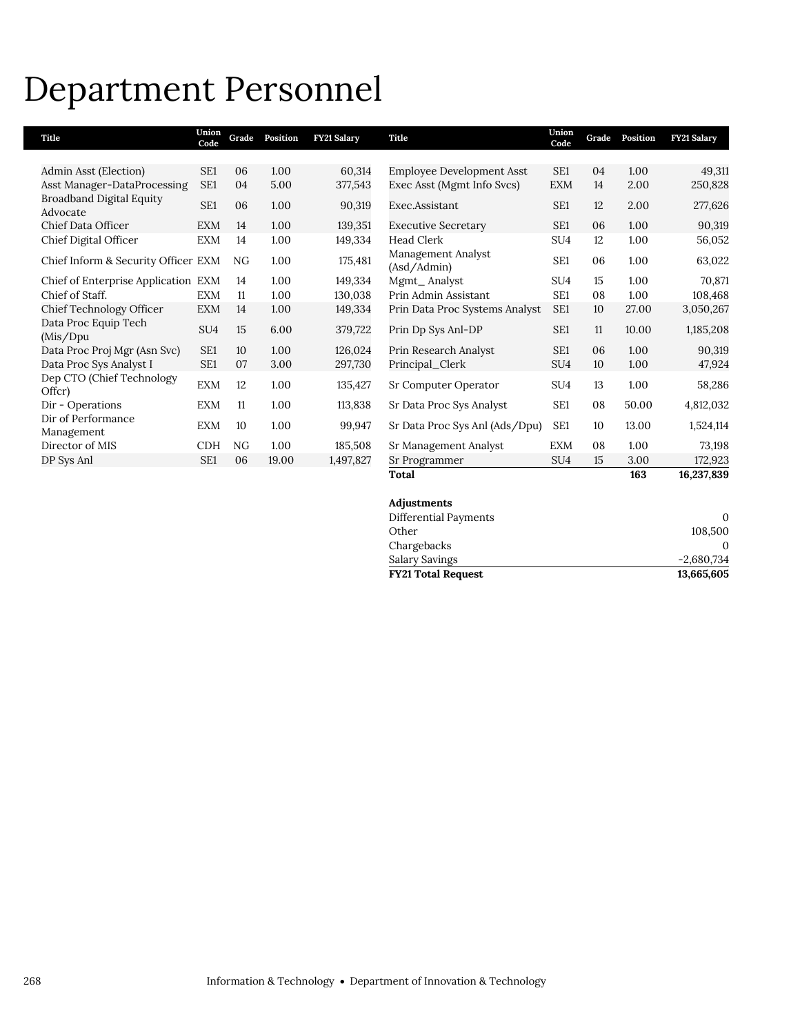# Department Personnel

| Title | Union Code | Grade | Position | FY21 Salary |
|---|---|---|---|---|
| Admin Asst (Election) | SE1 | 06 | 1.00 | 60,314 |
| Asst Manager-DataProcessing | SE1 | 04 | 5.00 | 377,543 |
| Broadband Digital Equity Advocate | SE1 | 06 | 1.00 | 90,319 |
| Chief Data Officer | EXM | 14 | 1.00 | 139,351 |
| Chief Digital Officer | EXM | 14 | 1.00 | 149,334 |
| Chief Inform & Security Officer | EXM | NG | 1.00 | 175,481 |
| Chief of Enterprise Application | EXM | 14 | 1.00 | 149,334 |
| Chief of Staff. | EXM | 11 | 1.00 | 130,038 |
| Chief Technology Officer | EXM | 14 | 1.00 | 149,334 |
| Data Proc Equip Tech (Mis/Dpu | SU4 | 15 | 6.00 | 379,722 |
| Data Proc Proj Mgr (Asn Svc) | SE1 | 10 | 1.00 | 126,024 |
| Data Proc Sys Analyst I | SE1 | 07 | 3.00 | 297,730 |
| Dep CTO (Chief Technology Offcr) | EXM | 12 | 1.00 | 135,427 |
| Dir - Operations | EXM | 11 | 1.00 | 113,838 |
| Dir of Performance Management | EXM | 10 | 1.00 | 99,947 |
| Director of MIS | CDH | NG | 1.00 | 185,508 |
| DP Sys Anl | SE1 | 06 | 19.00 | 1,497,827 |
| Employee Development Asst | SE1 | 04 | 1.00 | 49,311 |
| Exec Asst (Mgmt Info Svcs) | EXM | 14 | 2.00 | 250,828 |
| Exec.Assistant | SE1 | 12 | 2.00 | 277,626 |
| Executive Secretary | SE1 | 06 | 1.00 | 90,319 |
| Head Clerk | SU4 | 12 | 1.00 | 56,052 |
| Management Analyst (Asd/Admin) | SE1 | 06 | 1.00 | 63,022 |
| Mgmt_ Analyst | SU4 | 15 | 1.00 | 70,871 |
| Prin Admin Assistant | SE1 | 08 | 1.00 | 108,468 |
| Prin Data Proc Systems Analyst | SE1 | 10 | 27.00 | 3,050,267 |
| Prin Dp Sys Anl-DP | SE1 | 11 | 10.00 | 1,185,208 |
| Prin Research Analyst | SE1 | 06 | 1.00 | 90,319 |
| Principal_Clerk | SU4 | 10 | 1.00 | 47,924 |
| Sr Computer Operator | SU4 | 13 | 1.00 | 58,286 |
| Sr Data Proc Sys Analyst | SE1 | 08 | 50.00 | 4,812,032 |
| Sr Data Proc Sys Anl (Ads/Dpu) | SE1 | 10 | 13.00 | 1,524,114 |
| Sr Management Analyst | EXM | 08 | 1.00 | 73,198 |
| Sr Programmer | SU4 | 15 | 3.00 | 172,923 |
| **Total** | | | **163** | **16,237,839** |

| **Adjustments** | |
|---|---|
| Differential Payments | 0 |
| Other | 108,500 |
| Chargebacks | 0 |
| Salary Savings | -2,680,734 |
| **FY21 Total Request** | **13,665,605** |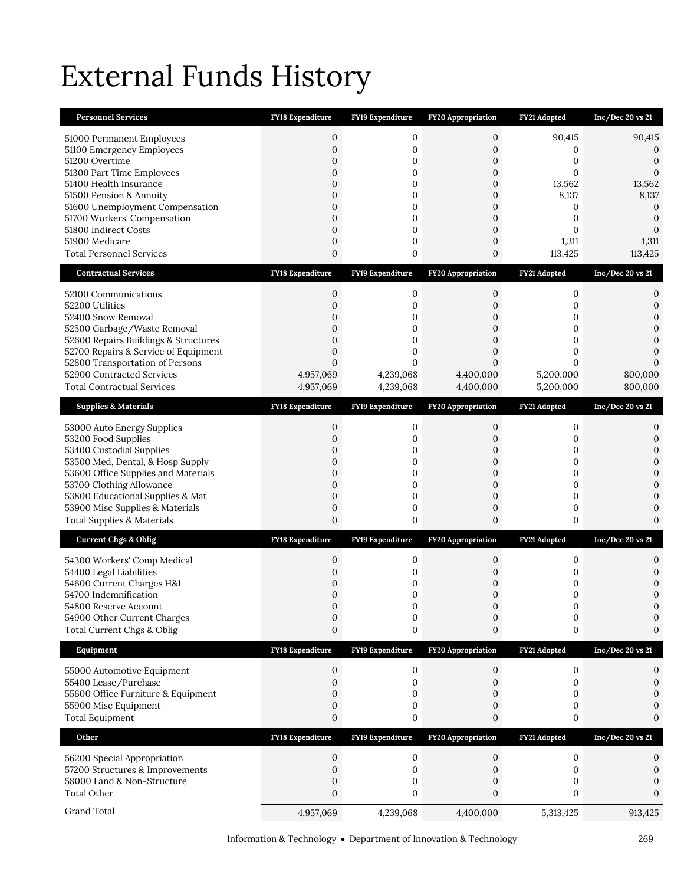# External Funds History

| Personnel Services | FY18 Expenditure | FY19 Expenditure | FY20 Appropriation | FY21 Adopted | Inc/Dec 20 vs 21 |
|---|---|---|---|---|---|
| 51000 Permanent Employees | 0 | 0 | 0 | 90,415 | 90,415 |
| 51100 Emergency Employees | 0 | 0 | 0 | 0 | 0 |
| 51200 Overtime | 0 | 0 | 0 | 0 | 0 |
| 51300 Part Time Employees | 0 | 0 | 0 | 0 | 0 |
| 51400 Health Insurance | 0 | 0 | 0 | 13,562 | 13,562 |
| 51500 Pension & Annuity | 0 | 0 | 0 | 8,137 | 8,137 |
| 51600 Unemployment Compensation | 0 | 0 | 0 | 0 | 0 |
| 51700 Workers' Compensation | 0 | 0 | 0 | 0 | 0 |
| 51800 Indirect Costs | 0 | 0 | 0 | 0 | 0 |
| 51900 Medicare | 0 | 0 | 0 | 1,311 | 1,311 |
| Total Personnel Services | 0 | 0 | 0 | 113,425 | 113,425 |

| Contractual Services | FY18 Expenditure | FY19 Expenditure | FY20 Appropriation | FY21 Adopted | Inc/Dec 20 vs 21 |
|---|---|---|---|---|---|
| 52100 Communications | 0 | 0 | 0 | 0 | 0 |
| 52200 Utilities | 0 | 0 | 0 | 0 | 0 |
| 52400 Snow Removal | 0 | 0 | 0 | 0 | 0 |
| 52500 Garbage/Waste Removal | 0 | 0 | 0 | 0 | 0 |
| 52600 Repairs Buildings & Structures | 0 | 0 | 0 | 0 | 0 |
| 52700 Repairs & Service of Equipment | 0 | 0 | 0 | 0 | 0 |
| 52800 Transportation of Persons | 0 | 0 | 0 | 0 | 0 |
| 52900 Contracted Services | 4,957,069 | 4,239,068 | 4,400,000 | 5,200,000 | 800,000 |
| Total Contractual Services | 4,957,069 | 4,239,068 | 4,400,000 | 5,200,000 | 800,000 |

| Supplies & Materials | FY18 Expenditure | FY19 Expenditure | FY20 Appropriation | FY21 Adopted | Inc/Dec 20 vs 21 |
|---|---|---|---|---|---|
| 53000 Auto Energy Supplies | 0 | 0 | 0 | 0 | 0 |
| 53200 Food Supplies | 0 | 0 | 0 | 0 | 0 |
| 53400 Custodial Supplies | 0 | 0 | 0 | 0 | 0 |
| 53500 Med, Dental, & Hosp Supply | 0 | 0 | 0 | 0 | 0 |
| 53600 Office Supplies and Materials | 0 | 0 | 0 | 0 | 0 |
| 53700 Clothing Allowance | 0 | 0 | 0 | 0 | 0 |
| 53800 Educational Supplies & Mat | 0 | 0 | 0 | 0 | 0 |
| 53900 Misc Supplies & Materials | 0 | 0 | 0 | 0 | 0 |
| Total Supplies & Materials | 0 | 0 | 0 | 0 | 0 |

| Current Chgs & Oblig | FY18 Expenditure | FY19 Expenditure | FY20 Appropriation | FY21 Adopted | Inc/Dec 20 vs 21 |
|---|---|---|---|---|---|
| 54300 Workers' Comp Medical | 0 | 0 | 0 | 0 | 0 |
| 54400 Legal Liabilities | 0 | 0 | 0 | 0 | 0 |
| 54600 Current Charges H&I | 0 | 0 | 0 | 0 | 0 |
| 54700 Indemnification | 0 | 0 | 0 | 0 | 0 |
| 54800 Reserve Account | 0 | 0 | 0 | 0 | 0 |
| 54900 Other Current Charges | 0 | 0 | 0 | 0 | 0 |
| Total Current Chgs & Oblig | 0 | 0 | 0 | 0 | 0 |

| Equipment | FY18 Expenditure | FY19 Expenditure | FY20 Appropriation | FY21 Adopted | Inc/Dec 20 vs 21 |
|---|---|---|---|---|---|
| 55000 Automotive Equipment | 0 | 0 | 0 | 0 | 0 |
| 55400 Lease/Purchase | 0 | 0 | 0 | 0 | 0 |
| 55600 Office Furniture & Equipment | 0 | 0 | 0 | 0 | 0 |
| 55900 Misc Equipment | 0 | 0 | 0 | 0 | 0 |
| Total Equipment | 0 | 0 | 0 | 0 | 0 |

| Other | FY18 Expenditure | FY19 Expenditure | FY20 Appropriation | FY21 Adopted | Inc/Dec 20 vs 21 |
|---|---|---|---|---|---|
| 56200 Special Appropriation | 0 | 0 | 0 | 0 | 0 |
| 57200 Structures & Improvements | 0 | 0 | 0 | 0 | 0 |
| 58000 Land & Non-Structure | 0 | 0 | 0 | 0 | 0 |
| Total Other | 0 | 0 | 0 | 0 | 0 |
| Grand Total | 4,957,069 | 4,239,068 | 4,400,000 | 5,313,425 | 913,425 |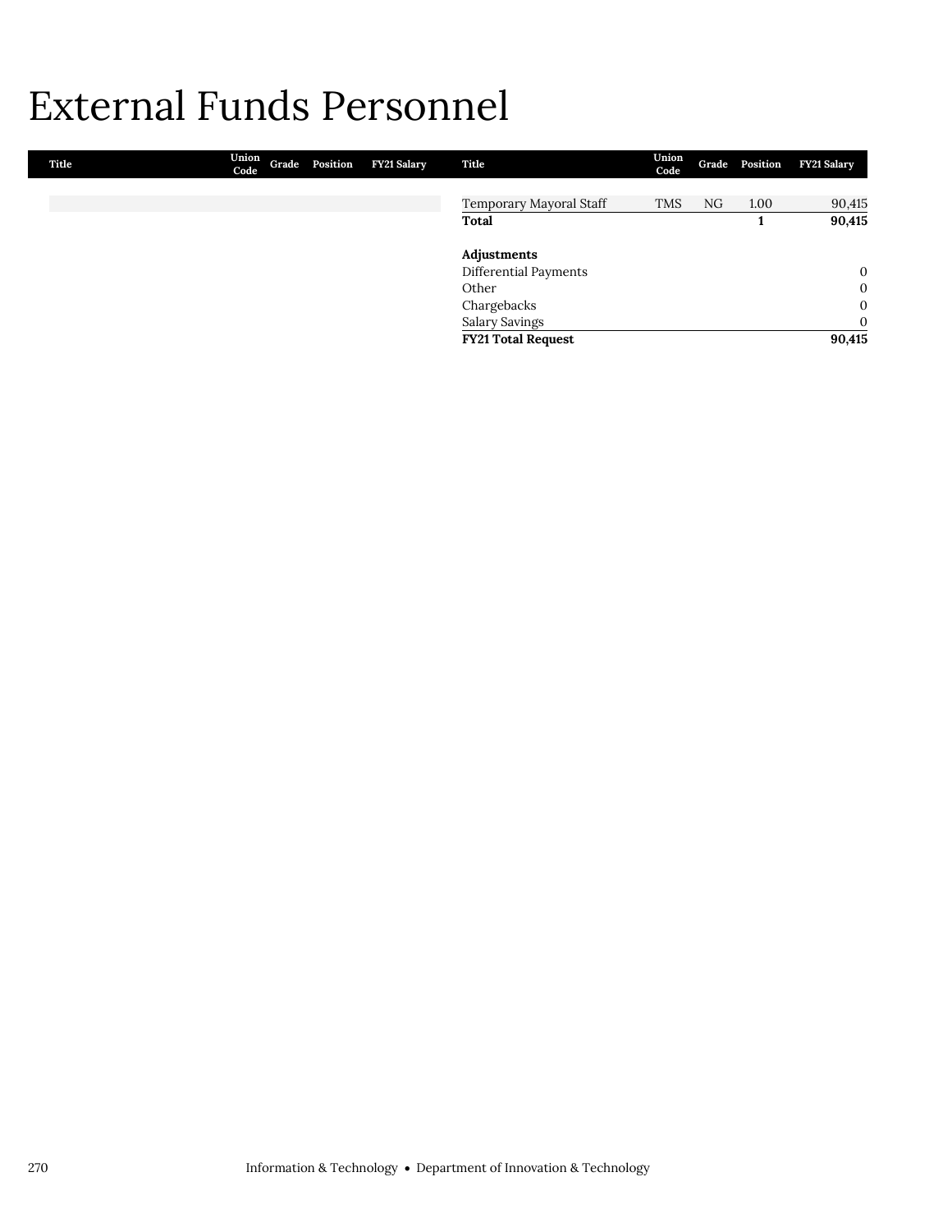# External Funds Personnel

| Title | Union Code | Grade | Position | FY21 Salary |
|---|---|---|---|---|
| Temporary Mayoral Staff | TMS | NG | 1.00 | 90,415 |
| **Total** | | | **1** | **90,415** |
| | | | | |
| **Adjustments** | | | | |
| Differential Payments | | | | 0 |
| Other | | | | 0 |
| Chargebacks | | | | 0 |
| Salary Savings | | | | 0 |
| **FY21 Total Request** | | | | **90,415** |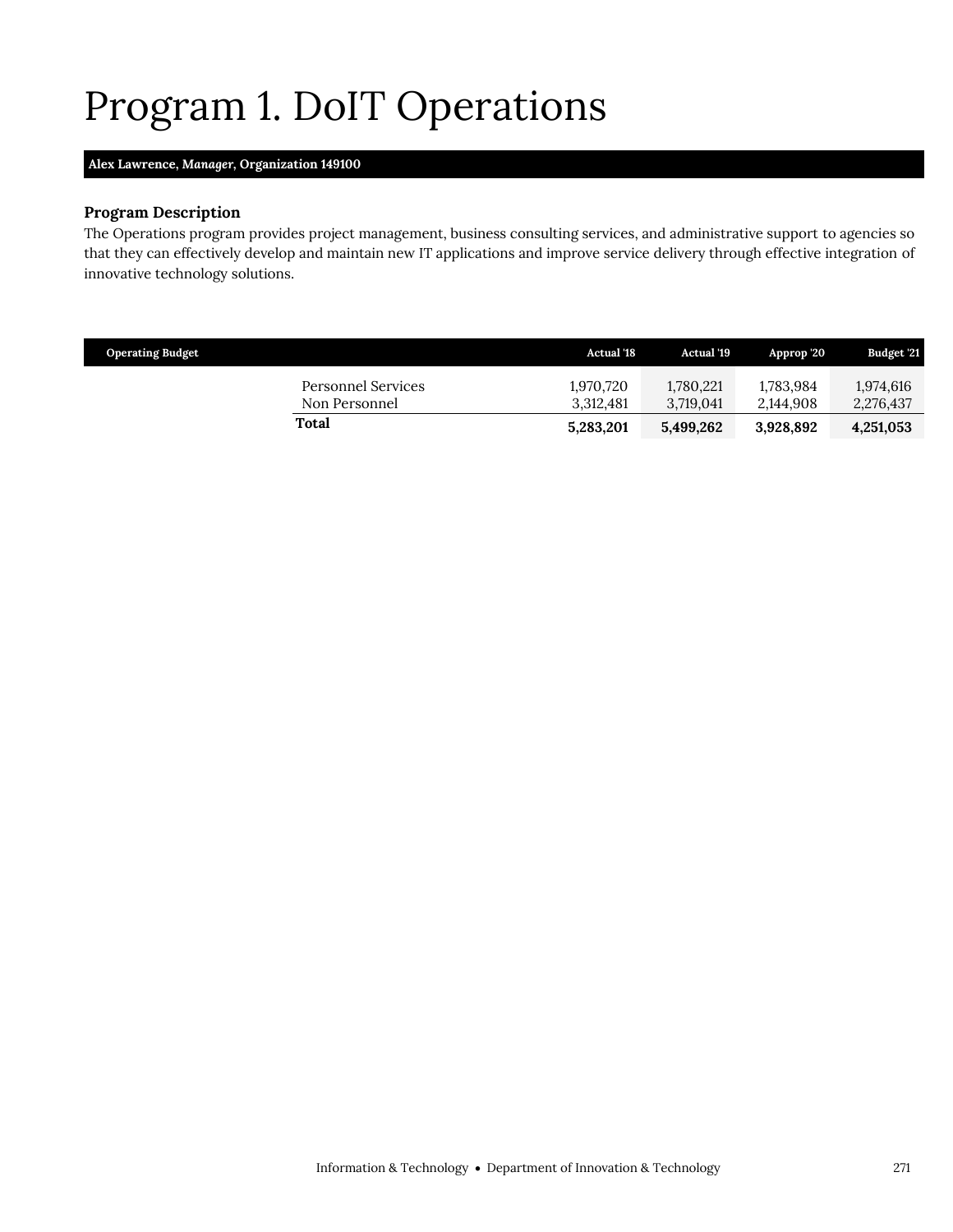# Program 1. DoIT Operations

**Alex Lawrence, *Manager*, Organization 149100**

### Program Description

The Operations program provides project management, business consulting services, and administrative support to agencies so that they can effectively develop and maintain new IT applications and improve service delivery through effective integration of innovative technology solutions.

| Operating Budget | Actual '18 | Actual '19 | Approp '20 | Budget '21 |
|---|---|---|---|---|
| Personnel Services | 1,970,720 | 1,780,221 | 1,783,984 | 1,974,616 |
| Non Personnel | 3,312,481 | 3,719,041 | 2,144,908 | 2,276,437 |
| **Total** | **5,283,201** | **5,499,262** | **3,928,892** | **4,251,053** |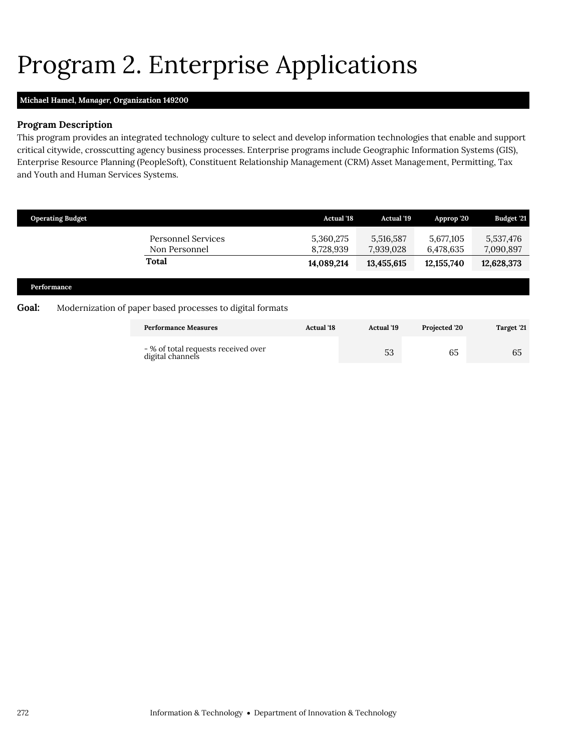# Program 2. Enterprise Applications

**Michael Hamel, *Manager*, Organization 149200**

### Program Description

This program provides an integrated technology culture to select and develop information technologies that enable and support critical citywide, crosscutting agency business processes. Enterprise programs include Geographic Information Systems (GIS), Enterprise Resource Planning (PeopleSoft), Constituent Relationship Management (CRM) Asset Management, Permitting, Tax and Youth and Human Services Systems.

| Operating Budget | Actual '18 | Actual '19 | Approp '20 | Budget '21 |
|---|---|---|---|---|
| Personnel Services | 5,360,275 | 5,516,587 | 5,677,105 | 5,537,476 |
| Non Personnel | 8,728,939 | 7,939,028 | 6,478,635 | 7,090,897 |
| **Total** | **14,089,214** | **13,455,615** | **12,155,740** | **12,628,373** |

### Performance

**Goal:** Modernization of paper based processes to digital formats

| Performance Measures | Actual '18 | Actual '19 | Projected '20 | Target '21 |
|---|---|---|---|---|
| - % of total requests received over digital channels | | 53 | 65 | 65 |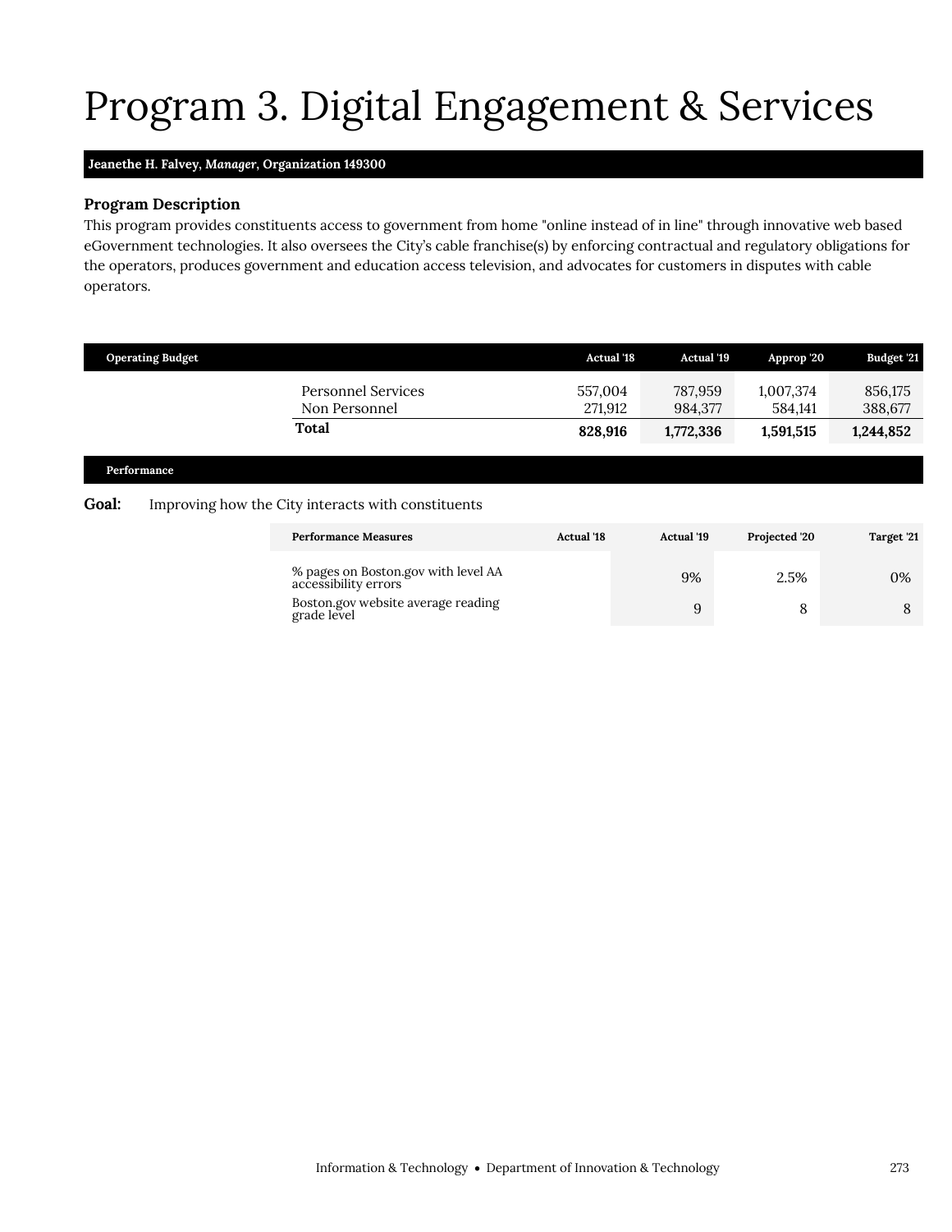# Program 3. Digital Engagement & Services

**Jeanethe H. Falvey, *Manager*, Organization 149300**

### Program Description

This program provides constituents access to government from home "online instead of in line" through innovative web based eGovernment technologies. It also oversees the City's cable franchise(s) by enforcing contractual and regulatory obligations for the operators, produces government and education access television, and advocates for customers in disputes with cable operators.

| Operating Budget | Actual '18 | Actual '19 | Approp '20 | Budget '21 |
|---|---|---|---|---|
| Personnel Services | 557,004 | 787,959 | 1,007,374 | 856,175 |
| Non Personnel | 271,912 | 984,377 | 584,141 | 388,677 |
| **Total** | **828,916** | **1,772,336** | **1,591,515** | **1,244,852** |

### Performance

**Goal:** Improving how the City interacts with constituents

| Performance Measures | Actual '18 | Actual '19 | Projected '20 | Target '21 |
|---|---|---|---|---|
| % pages on Boston.gov with level AA accessibility errors | | 9% | 2.5% | 0% |
| Boston.gov website average reading grade level | | 9 | 8 | 8 |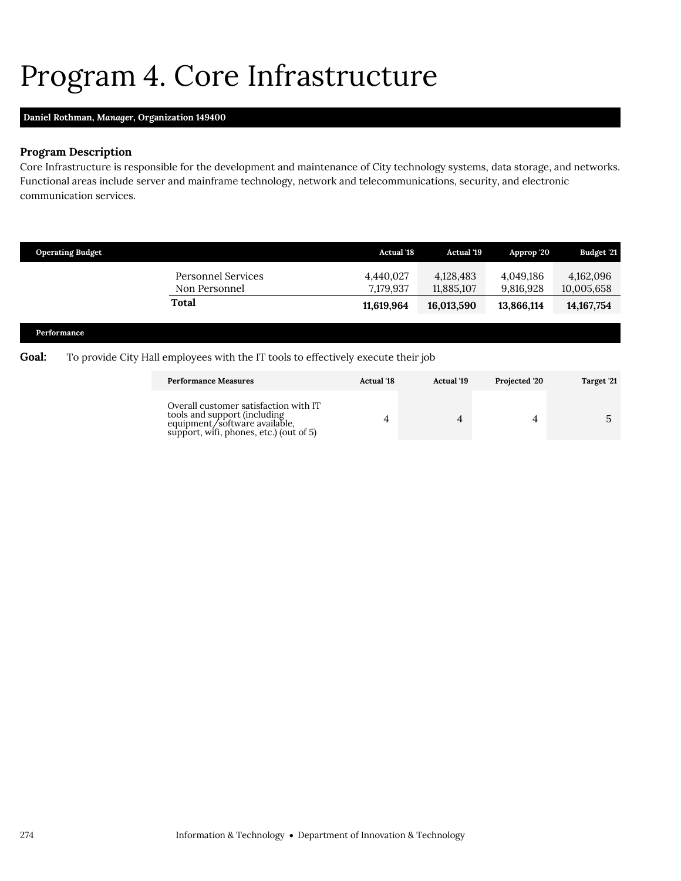# Program 4. Core Infrastructure

**Daniel Rothman, *Manager*, Organization 149400**

### Program Description

Core Infrastructure is responsible for the development and maintenance of City technology systems, data storage, and networks. Functional areas include server and mainframe technology, network and telecommunications, security, and electronic communication services.

| Operating Budget | Actual '18 | Actual '19 | Approp '20 | Budget '21 |
|---|---|---|---|---|
| Personnel Services | 4,440,027 | 4,128,483 | 4,049,186 | 4,162,096 |
| Non Personnel | 7,179,937 | 11,885,107 | 9,816,928 | 10,005,658 |
| **Total** | **11,619,964** | **16,013,590** | **13,866,114** | **14,167,754** |

### Performance

**Goal:** To provide City Hall employees with the IT tools to effectively execute their job

| Performance Measures | Actual '18 | Actual '19 | Projected '20 | Target '21 |
|---|---|---|---|---|
| Overall customer satisfaction with IT tools and support (including equipment/software available, support, wifi, phones, etc.) (out of 5) | 4 | 4 | 4 | 5 |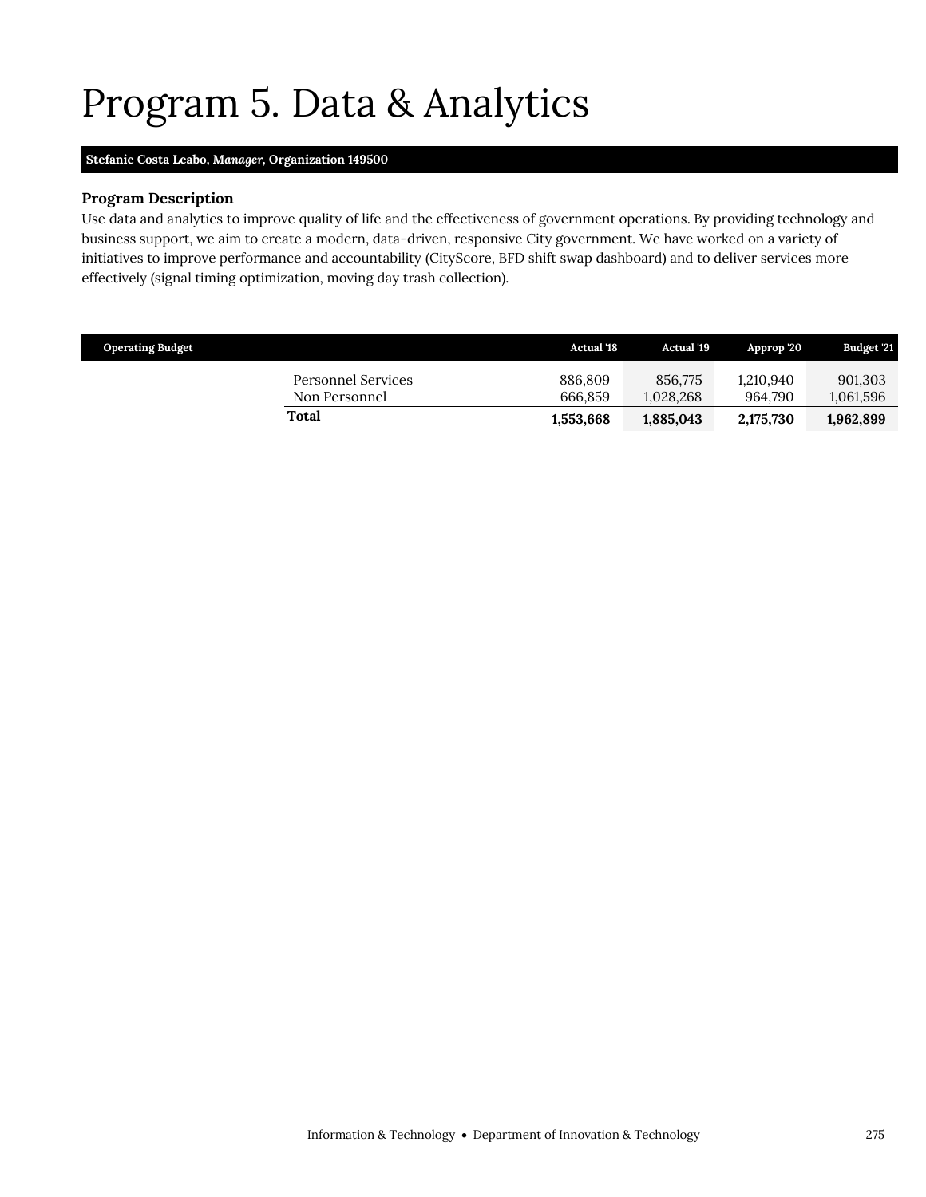# Program 5. Data & Analytics

**Stefanie Costa Leabo, *Manager*, Organization 149500**

### Program Description

Use data and analytics to improve quality of life and the effectiveness of government operations. By providing technology and business support, we aim to create a modern, data-driven, responsive City government. We have worked on a variety of initiatives to improve performance and accountability (CityScore, BFD shift swap dashboard) and to deliver services more effectively (signal timing optimization, moving day trash collection).

| Operating Budget | Actual '18 | Actual '19 | Approp '20 | Budget '21 |
|---|---|---|---|---|
| Personnel Services | 886,809 | 856,775 | 1,210,940 | 901,303 |
| Non Personnel | 666,859 | 1,028,268 | 964,790 | 1,061,596 |
| **Total** | **1,553,668** | **1,885,043** | **2,175,730** | **1,962,899** |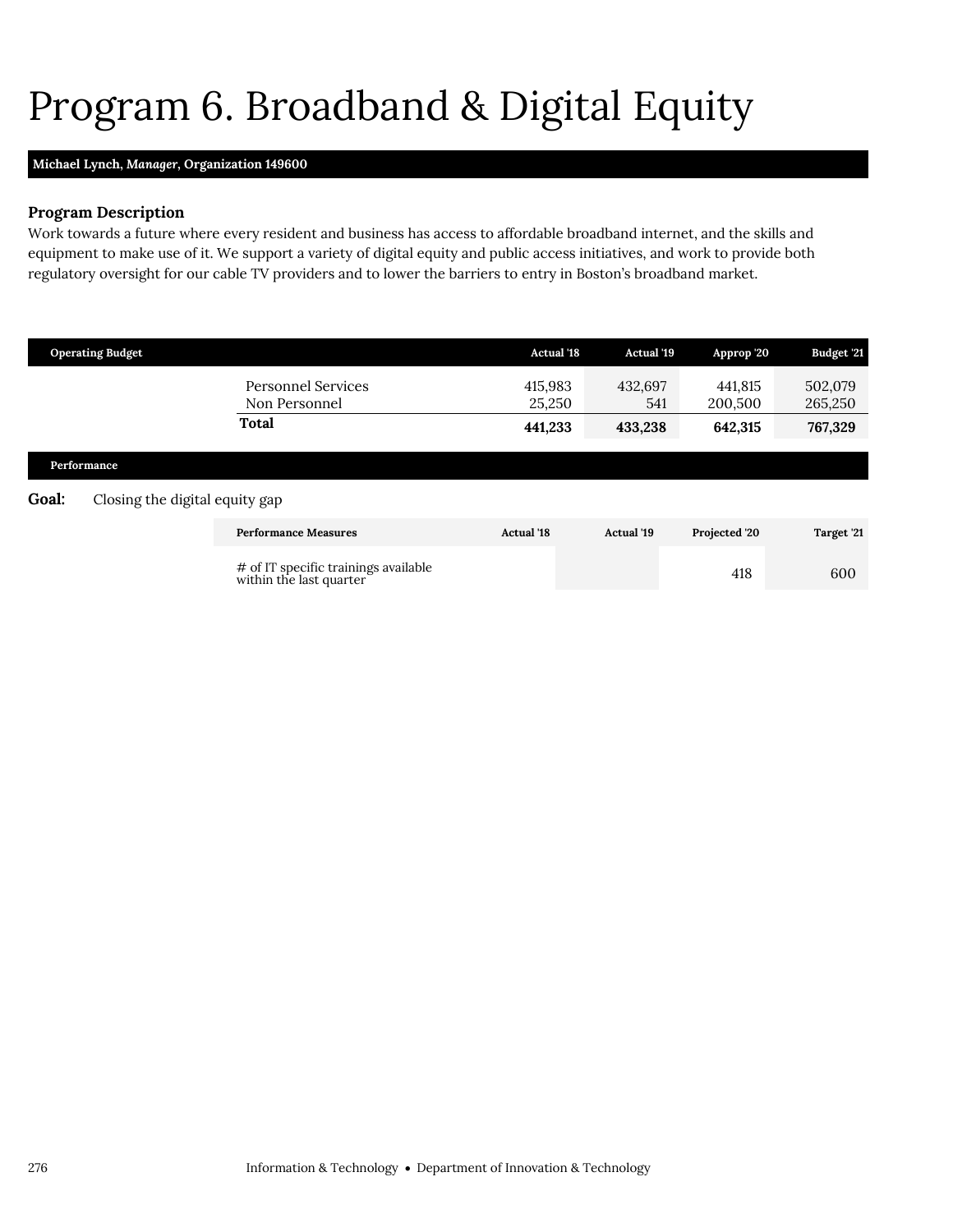# Program 6. Broadband & Digital Equity

**Michael Lynch, *Manager*, Organization 149600**

### Program Description

Work towards a future where every resident and business has access to affordable broadband internet, and the skills and equipment to make use of it. We support a variety of digital equity and public access initiatives, and work to provide both regulatory oversight for our cable TV providers and to lower the barriers to entry in Boston's broadband market.

| Operating Budget | Actual '18 | Actual '19 | Approp '20 | Budget '21 |
|---|---|---|---|---|
| Personnel Services | 415,983 | 432,697 | 441,815 | 502,079 |
| Non Personnel | 25,250 | 541 | 200,500 | 265,250 |
| **Total** | **441,233** | **433,238** | **642,315** | **767,329** |

### Performance

**Goal:** Closing the digital equity gap

| Performance Measures | Actual '18 | Actual '19 | Projected '20 | Target '21 |
|---|---|---|---|---|
| # of IT specific trainings available within the last quarter | | | 418 | 600 |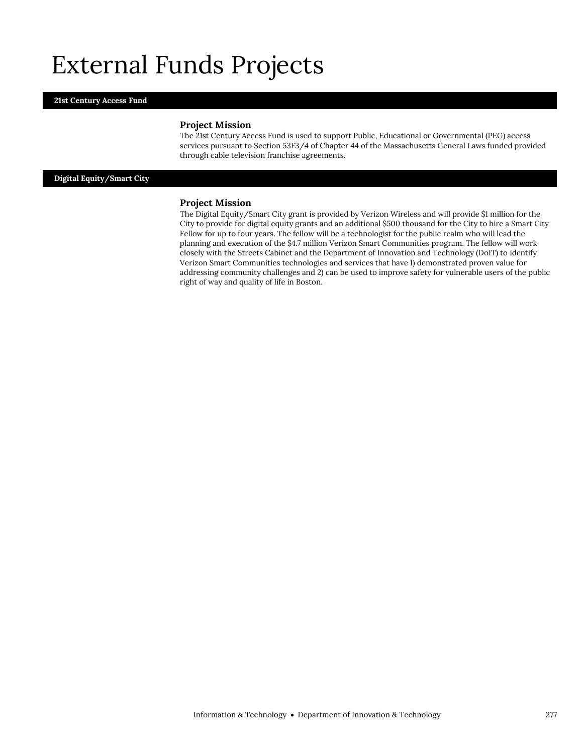# External Funds Projects

## 21st Century Access Fund

### Project Mission

The 21st Century Access Fund is used to support Public, Educational or Governmental (PEG) access services pursuant to Section 53F3/4 of Chapter 44 of the Massachusetts General Laws funded provided through cable television franchise agreements.

## Digital Equity/Smart City

### Project Mission

The Digital Equity/Smart City grant is provided by Verizon Wireless and will provide $1 million for the City to provide for digital equity grants and an additional $500 thousand for the City to hire a Smart City Fellow for up to four years. The fellow will be a technologist for the public realm who will lead the planning and execution of the $4.7 million Verizon Smart Communities program. The fellow will work closely with the Streets Cabinet and the Department of Innovation and Technology (DoIT) to identify Verizon Smart Communities technologies and services that have 1) demonstrated proven value for addressing community challenges and 2) can be used to improve safety for vulnerable users of the public right of way and quality of life in Boston.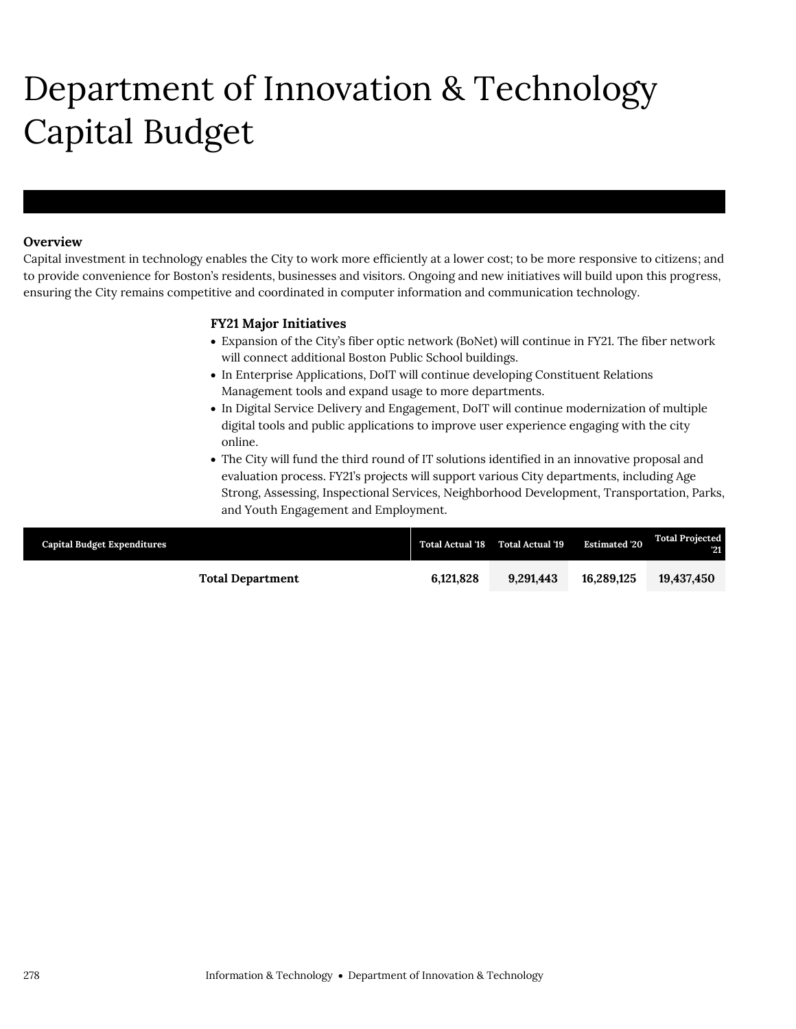# Department of Innovation & Technology Capital Budget

**Overview**

Capital investment in technology enables the City to work more efficiently at a lower cost; to be more responsive to citizens; and to provide convenience for Boston's residents, businesses and visitors. Ongoing and new initiatives will build upon this progress, ensuring the City remains competitive and coordinated in computer information and communication technology.

### FY21 Major Initiatives

- Expansion of the City's fiber optic network (BoNet) will continue in FY21. The fiber network will connect additional Boston Public School buildings.
- In Enterprise Applications, DoIT will continue developing Constituent Relations Management tools and expand usage to more departments.
- In Digital Service Delivery and Engagement, DoIT will continue modernization of multiple digital tools and public applications to improve user experience engaging with the city online.
- The City will fund the third round of IT solutions identified in an innovative proposal and evaluation process. FY21's projects will support various City departments, including Age Strong, Assessing, Inspectional Services, Neighborhood Development, Transportation, Parks, and Youth Engagement and Employment.

| Capital Budget Expenditures | Total Actual '18 | Total Actual '19 | Estimated '20 | Total Projected '21 |
|---|---|---|---|---|
| **Total Department** | **6,121,828** | **9,291,443** | **16,289,125** | **19,437,450** |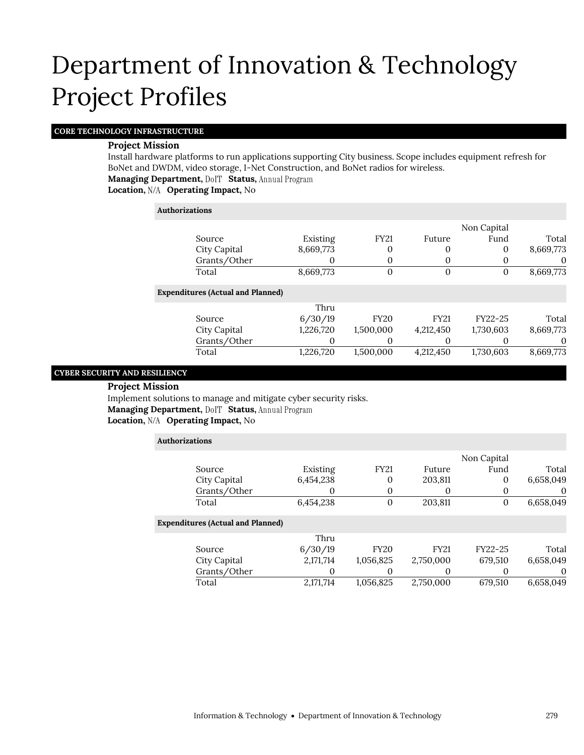# Department of Innovation & Technology Project Profiles

## CORE TECHNOLOGY INFRASTRUCTURE

**Project Mission**

Install hardware platforms to run applications supporting City business. Scope includes equipment refresh for BoNet and DWDM, video storage, I-Net Construction, and BoNet radios for wireless.

**Managing Department,** DoIT **Status,** Annual Program

**Location,** N/A **Operating Impact,** No

**Authorizations**

| Source | Existing | FY21 | Future | Non Capital Fund | Total |
|---|---|---|---|---|---|
| City Capital | 8,669,773 | 0 | 0 | 0 | 8,669,773 |
| Grants/Other | 0 | 0 | 0 | 0 | 0 |
| Total | 8,669,773 | 0 | 0 | 0 | 8,669,773 |

**Expenditures (Actual and Planned)**

| Source | Thru 6/30/19 | FY20 | FY21 | FY22-25 | Total |
|---|---|---|---|---|---|
| City Capital | 1,226,720 | 1,500,000 | 4,212,450 | 1,730,603 | 8,669,773 |
| Grants/Other | 0 | 0 | 0 | 0 | 0 |
| Total | 1,226,720 | 1,500,000 | 4,212,450 | 1,730,603 | 8,669,773 |

## CYBER SECURITY AND RESILIENCY

**Project Mission**

Implement solutions to manage and mitigate cyber security risks.

**Managing Department,** DoIT **Status,** Annual Program

**Location,** N/A **Operating Impact,** No

**Authorizations**

| Source | Existing | FY21 | Future | Non Capital Fund | Total |
|---|---|---|---|---|---|
| City Capital | 6,454,238 | 0 | 203,811 | 0 | 6,658,049 |
| Grants/Other | 0 | 0 | 0 | 0 | 0 |
| Total | 6,454,238 | 0 | 203,811 | 0 | 6,658,049 |

**Expenditures (Actual and Planned)**

| Source | Thru 6/30/19 | FY20 | FY21 | FY22-25 | Total |
|---|---|---|---|---|---|
| City Capital | 2,171,714 | 1,056,825 | 2,750,000 | 679,510 | 6,658,049 |
| Grants/Other | 0 | 0 | 0 | 0 | 0 |
| Total | 2,171,714 | 1,056,825 | 2,750,000 | 679,510 | 6,658,049 |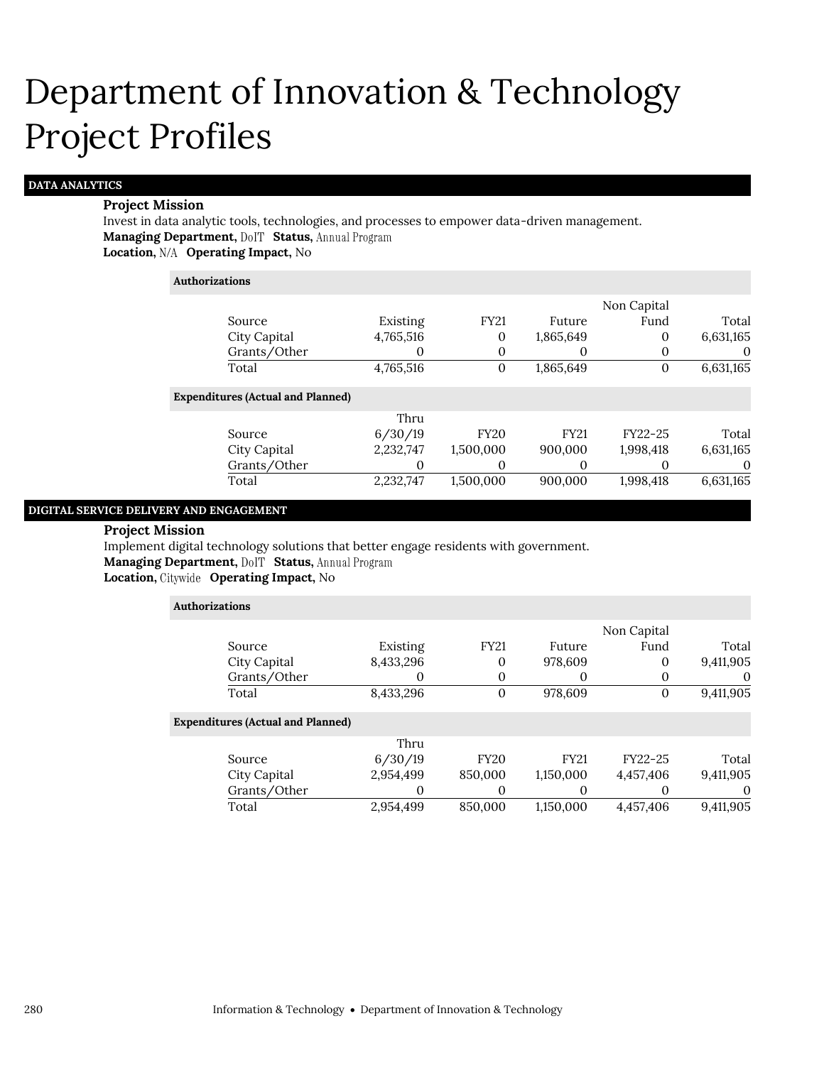# Department of Innovation & Technology Project Profiles

## DATA ANALYTICS

**Project Mission**

Invest in data analytic tools, technologies, and processes to empower data-driven management.

**Managing Department,** DoIT **Status,** Annual Program

**Location,** N/A **Operating Impact,** No

**Authorizations**

| Source | Existing | FY21 | Future | Non Capital Fund | Total |
|---|---|---|---|---|---|
| City Capital | 4,765,516 | 0 | 1,865,649 | 0 | 6,631,165 |
| Grants/Other | 0 | 0 | 0 | 0 | 0 |
| Total | 4,765,516 | 0 | 1,865,649 | 0 | 6,631,165 |

**Expenditures (Actual and Planned)**

| Source | Thru 6/30/19 | FY20 | FY21 | FY22-25 | Total |
|---|---|---|---|---|---|
| City Capital | 2,232,747 | 1,500,000 | 900,000 | 1,998,418 | 6,631,165 |
| Grants/Other | 0 | 0 | 0 | 0 | 0 |
| Total | 2,232,747 | 1,500,000 | 900,000 | 1,998,418 | 6,631,165 |

## DIGITAL SERVICE DELIVERY AND ENGAGEMENT

**Project Mission**

Implement digital technology solutions that better engage residents with government.

**Managing Department,** DoIT **Status,** Annual Program

**Location,** Citywide **Operating Impact,** No

**Authorizations**

| Source | Existing | FY21 | Future | Non Capital Fund | Total |
|---|---|---|---|---|---|
| City Capital | 8,433,296 | 0 | 978,609 | 0 | 9,411,905 |
| Grants/Other | 0 | 0 | 0 | 0 | 0 |
| Total | 8,433,296 | 0 | 978,609 | 0 | 9,411,905 |

**Expenditures (Actual and Planned)**

| Source | Thru 6/30/19 | FY20 | FY21 | FY22-25 | Total |
|---|---|---|---|---|---|
| City Capital | 2,954,499 | 850,000 | 1,150,000 | 4,457,406 | 9,411,905 |
| Grants/Other | 0 | 0 | 0 | 0 | 0 |
| Total | 2,954,499 | 850,000 | 1,150,000 | 4,457,406 | 9,411,905 |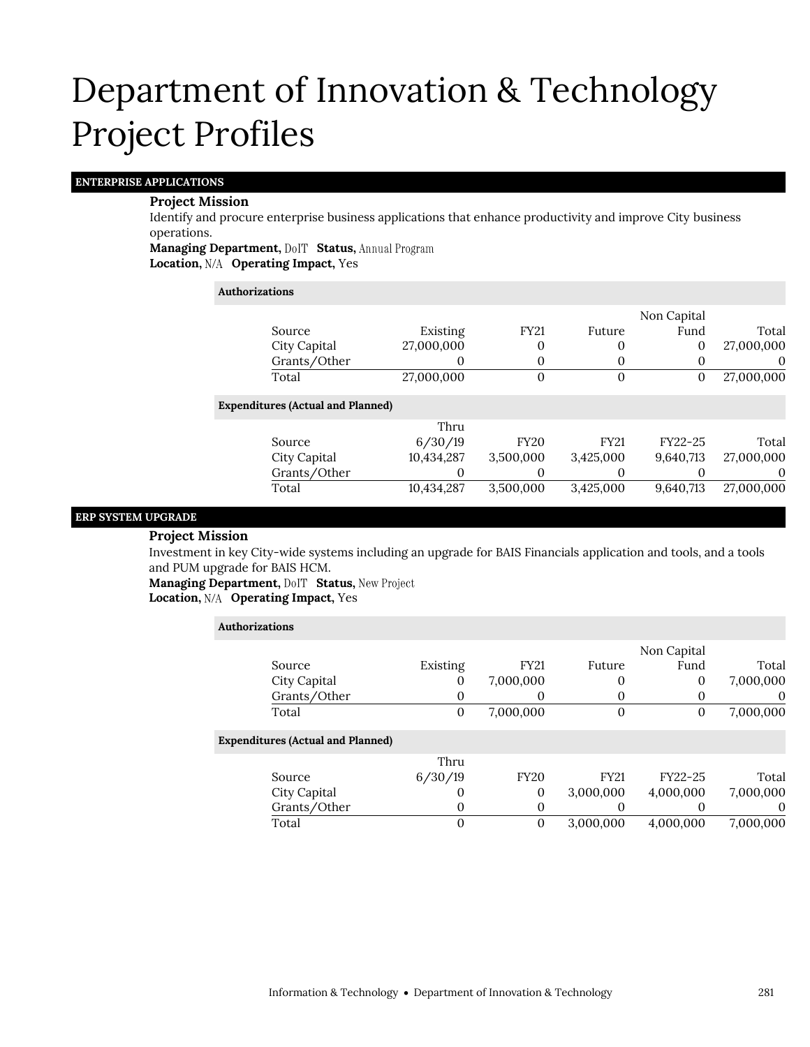# Department of Innovation & Technology Project Profiles

## ENTERPRISE APPLICATIONS

**Project Mission**

Identify and procure enterprise business applications that enhance productivity and improve City business operations.

**Managing Department,** DoIT **Status,** Annual Program
**Location,** N/A **Operating Impact,** Yes

**Authorizations**

| Source | Existing | FY21 | Future | Non Capital Fund | Total |
|---|---|---|---|---|---|
| City Capital | 27,000,000 | 0 | 0 | 0 | 27,000,000 |
| Grants/Other | 0 | 0 | 0 | 0 | 0 |
| Total | 27,000,000 | 0 | 0 | 0 | 27,000,000 |

**Expenditures (Actual and Planned)**

| Source | Thru 6/30/19 | FY20 | FY21 | FY22-25 | Total |
|---|---|---|---|---|---|
| City Capital | 10,434,287 | 3,500,000 | 3,425,000 | 9,640,713 | 27,000,000 |
| Grants/Other | 0 | 0 | 0 | 0 | 0 |
| Total | 10,434,287 | 3,500,000 | 3,425,000 | 9,640,713 | 27,000,000 |

## ERP SYSTEM UPGRADE

**Project Mission**

Investment in key City-wide systems including an upgrade for BAIS Financials application and tools, and a tools and PUM upgrade for BAIS HCM.

**Managing Department,** DoIT **Status,** New Project
**Location,** N/A **Operating Impact,** Yes

**Authorizations**

| Source | Existing | FY21 | Future | Non Capital Fund | Total |
|---|---|---|---|---|---|
| City Capital | 0 | 7,000,000 | 0 | 0 | 7,000,000 |
| Grants/Other | 0 | 0 | 0 | 0 | 0 |
| Total | 0 | 7,000,000 | 0 | 0 | 7,000,000 |

**Expenditures (Actual and Planned)**

| Source | Thru 6/30/19 | FY20 | FY21 | FY22-25 | Total |
|---|---|---|---|---|---|
| City Capital | 0 | 0 | 3,000,000 | 4,000,000 | 7,000,000 |
| Grants/Other | 0 | 0 | 0 | 0 | 0 |
| Total | 0 | 0 | 3,000,000 | 4,000,000 | 7,000,000 |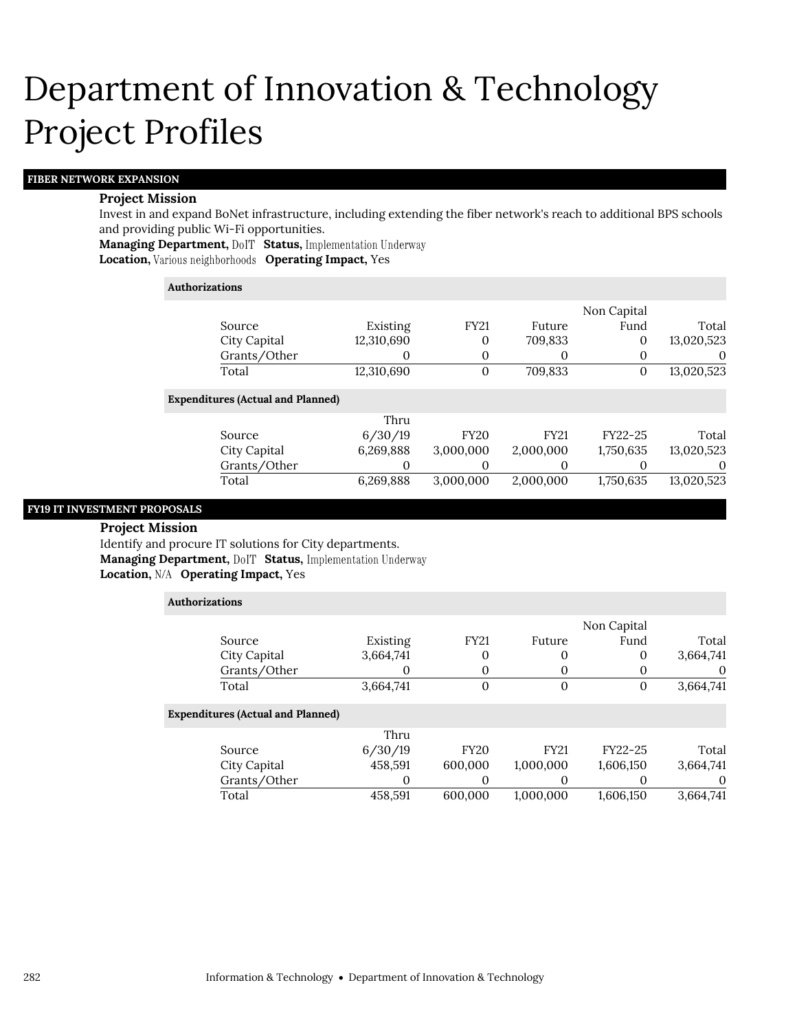# Department of Innovation & Technology Project Profiles

## FIBER NETWORK EXPANSION

**Project Mission**

Invest in and expand BoNet infrastructure, including extending the fiber network's reach to additional BPS schools and providing public Wi-Fi opportunities.

**Managing Department,** DoIT **Status,** Implementation Underway
**Location,** Various neighborhoods **Operating Impact,** Yes

**Authorizations**

| Source | Existing | FY21 | Future | Non Capital Fund | Total |
|---|---|---|---|---|---|
| City Capital | 12,310,690 | 0 | 709,833 | 0 | 13,020,523 |
| Grants/Other | 0 | 0 | 0 | 0 | 0 |
| Total | 12,310,690 | 0 | 709,833 | 0 | 13,020,523 |

**Expenditures (Actual and Planned)**

| Source | Thru 6/30/19 | FY20 | FY21 | FY22-25 | Total |
|---|---|---|---|---|---|
| City Capital | 6,269,888 | 3,000,000 | 2,000,000 | 1,750,635 | 13,020,523 |
| Grants/Other | 0 | 0 | 0 | 0 | 0 |
| Total | 6,269,888 | 3,000,000 | 2,000,000 | 1,750,635 | 13,020,523 |

## FY19 IT INVESTMENT PROPOSALS

**Project Mission**

Identify and procure IT solutions for City departments.

**Managing Department,** DoIT **Status,** Implementation Underway
**Location,** N/A **Operating Impact,** Yes

**Authorizations**

| Source | Existing | FY21 | Future | Non Capital Fund | Total |
|---|---|---|---|---|---|
| City Capital | 3,664,741 | 0 | 0 | 0 | 3,664,741 |
| Grants/Other | 0 | 0 | 0 | 0 | 0 |
| Total | 3,664,741 | 0 | 0 | 0 | 3,664,741 |

**Expenditures (Actual and Planned)**

| Source | Thru 6/30/19 | FY20 | FY21 | FY22-25 | Total |
|---|---|---|---|---|---|
| City Capital | 458,591 | 600,000 | 1,000,000 | 1,606,150 | 3,664,741 |
| Grants/Other | 0 | 0 | 0 | 0 | 0 |
| Total | 458,591 | 600,000 | 1,000,000 | 1,606,150 | 3,664,741 |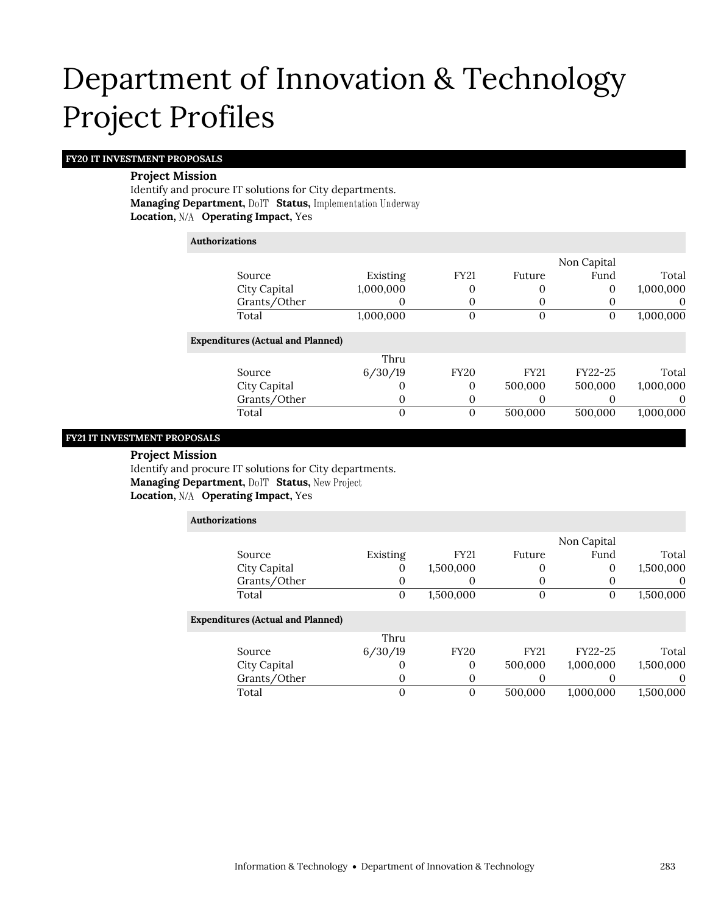# Department of Innovation & Technology Project Profiles

## FY20 IT INVESTMENT PROPOSALS

**Project Mission**
Identify and procure IT solutions for City departments.
**Managing Department,** DoIT **Status,** Implementation Underway
**Location,** N/A **Operating Impact,** Yes

**Authorizations**

| Source | Existing | FY21 | Future | Non Capital Fund | Total |
|---|---|---|---|---|---|
| City Capital | 1,000,000 | 0 | 0 | 0 | 1,000,000 |
| Grants/Other | 0 | 0 | 0 | 0 | 0 |
| Total | 1,000,000 | 0 | 0 | 0 | 1,000,000 |

**Expenditures (Actual and Planned)**

| Source | Thru 6/30/19 | FY20 | FY21 | FY22-25 | Total |
|---|---|---|---|---|---|
| City Capital | 0 | 0 | 500,000 | 500,000 | 1,000,000 |
| Grants/Other | 0 | 0 | 0 | 0 | 0 |
| Total | 0 | 0 | 500,000 | 500,000 | 1,000,000 |

## FY21 IT INVESTMENT PROPOSALS

**Project Mission**
Identify and procure IT solutions for City departments.
**Managing Department,** DoIT **Status,** New Project
**Location,** N/A **Operating Impact,** Yes

**Authorizations**

| Source | Existing | FY21 | Future | Non Capital Fund | Total |
|---|---|---|---|---|---|
| City Capital | 0 | 1,500,000 | 0 | 0 | 1,500,000 |
| Grants/Other | 0 | 0 | 0 | 0 | 0 |
| Total | 0 | 1,500,000 | 0 | 0 | 1,500,000 |

**Expenditures (Actual and Planned)**

| Source | Thru 6/30/19 | FY20 | FY21 | FY22-25 | Total |
|---|---|---|---|---|---|
| City Capital | 0 | 0 | 500,000 | 1,000,000 | 1,500,000 |
| Grants/Other | 0 | 0 | 0 | 0 | 0 |
| Total | 0 | 0 | 500,000 | 1,000,000 | 1,500,000 |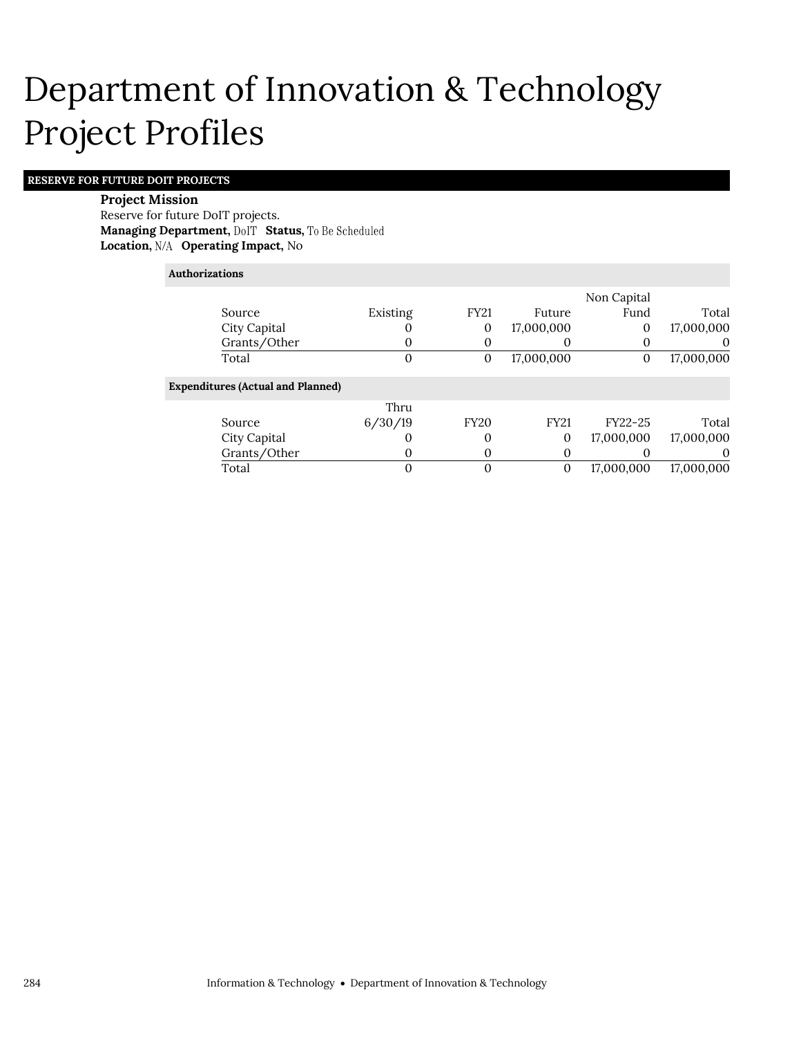# Department of Innovation & Technology Project Profiles

## RESERVE FOR FUTURE DOIT PROJECTS

**Project Mission**
Reserve for future DoIT projects.
**Managing Department,** DoIT **Status,** To Be Scheduled
**Location,** N/A **Operating Impact,** No

**Authorizations**

| Source | Existing | FY21 | Future | Non Capital Fund | Total |
|---|---|---|---|---|---|
| City Capital | 0 | 0 | 17,000,000 | 0 | 17,000,000 |
| Grants/Other | 0 | 0 | 0 | 0 | 0 |
| Total | 0 | 0 | 17,000,000 | 0 | 17,000,000 |

**Expenditures (Actual and Planned)**

| Source | Thru 6/30/19 | FY20 | FY21 | FY22-25 | Total |
|---|---|---|---|---|---|
| City Capital | 0 | 0 | 0 | 17,000,000 | 17,000,000 |
| Grants/Other | 0 | 0 | 0 | 0 | 0 |
| Total | 0 | 0 | 0 | 17,000,000 | 17,000,000 |